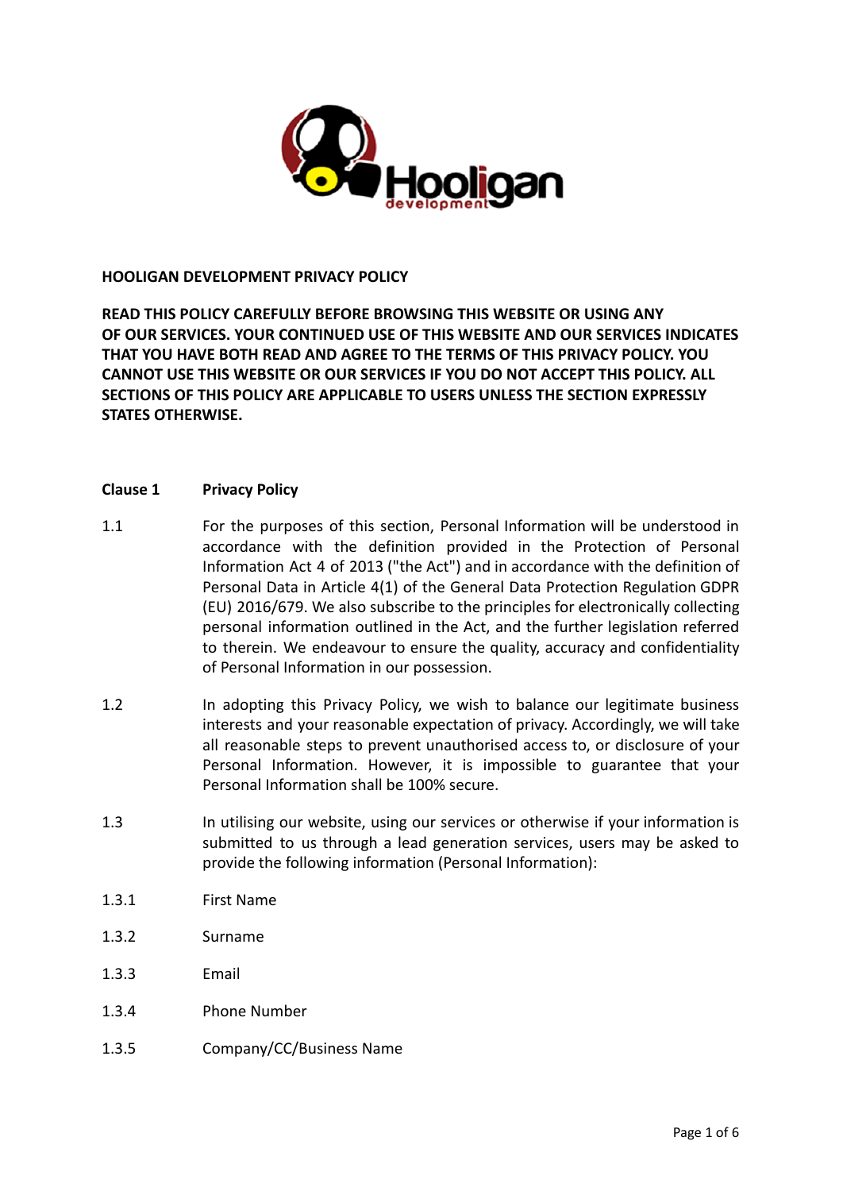# HOOLIGAN DEVELOPMENT PRIVACY POLICY

**READ THIS POLICY CAREFULLY BEFORE BROWSING THIS WEBSITE OR USING ANY OF OUR SERVICES. YOUR CONTINUED USE OF THIS WEBSITE AND OUR SERVICES INDICATES THAT YOU HAVE BOTH READ AND AGREE TO THE TERMS OF THIS PRIVACY POLICY. YOU CANNOT USE THIS WEBSITE OR OUR SERVICES IF YOU DO NOT ACCEPT THIS POLICY. ALL SECTIONS OF THIS POLICY ARE APPLICABLE TO USERS UNLESS THE SECTION EXPRESSLY STATES OTHERWISE.**

## Clause 1 Privacy Policy

1.1 For the purposes of this section, Personal Information will be understood in accordance with the definition provided in the Protection of Personal Information Act 4 of 2013 ("the Act") and in accordance with the definition of Personal Data in Article 4(1) of the General Data Protection Regulation GDPR (EU) 2016/679. We also subscribe to the principles for electronically collecting personal information outlined in the Act, and the further legislation referred to therein. We endeavour to ensure the quality, accuracy and confidentiality of Personal Information in our possession.

1.2 In adopting this Privacy Policy, we wish to balance our legitimate business interests and your reasonable expectation of privacy. Accordingly, we will take all reasonable steps to prevent unauthorised access to, or disclosure of your Personal Information. However, it is impossible to guarantee that your Personal Information shall be 100% secure.

1.3 In utilising our website, using our services or otherwise if your information is submitted to us through a lead generation services, users may be asked to provide the following information (Personal Information):

1.3.1 First Name

1.3.2 Surname

1.3.3 Email

1.3.4 Phone Number

1.3.5 Company/CC/Business Name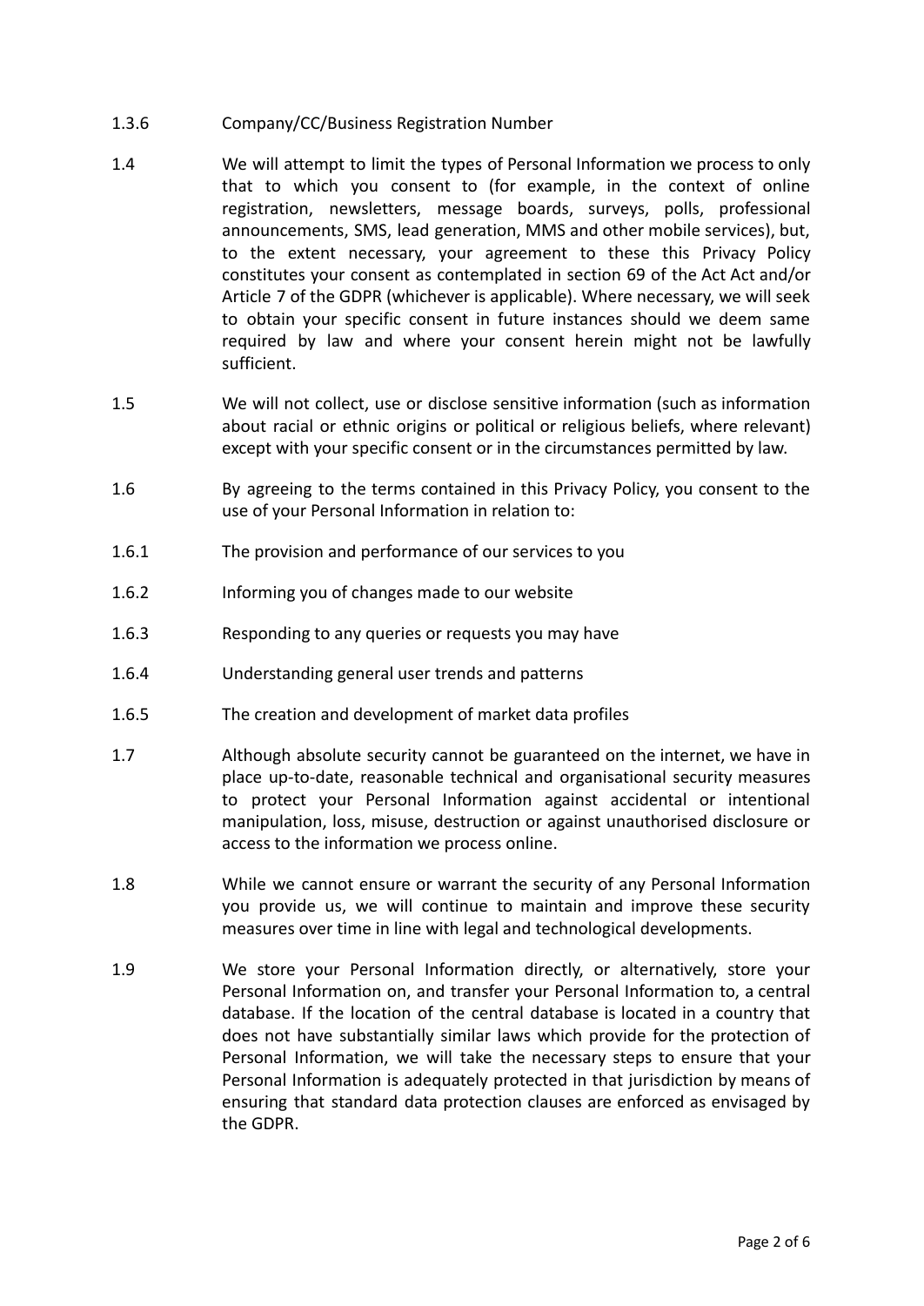1.3.6 Company/CC/Business Registration Number

1.4 We will attempt to limit the types of Personal Information we process to only that to which you consent to (for example, in the context of online registration, newsletters, message boards, surveys, polls, professional announcements, SMS, lead generation, MMS and other mobile services), but, to the extent necessary, your agreement to these this Privacy Policy constitutes your consent as contemplated in section 69 of the Act Act and/or Article 7 of the GDPR (whichever is applicable). Where necessary, we will seek to obtain your specific consent in future instances should we deem same required by law and where your consent herein might not be lawfully sufficient.

1.5 We will not collect, use or disclose sensitive information (such as information about racial or ethnic origins or political or religious beliefs, where relevant) except with your specific consent or in the circumstances permitted by law.

1.6 By agreeing to the terms contained in this Privacy Policy, you consent to the use of your Personal Information in relation to:

1.6.1 The provision and performance of our services to you

1.6.2 Informing you of changes made to our website

1.6.3 Responding to any queries or requests you may have

1.6.4 Understanding general user trends and patterns

1.6.5 The creation and development of market data profiles

1.7 Although absolute security cannot be guaranteed on the internet, we have in place up-to-date, reasonable technical and organisational security measures to protect your Personal Information against accidental or intentional manipulation, loss, misuse, destruction or against unauthorised disclosure or access to the information we process online.

1.8 While we cannot ensure or warrant the security of any Personal Information you provide us, we will continue to maintain and improve these security measures over time in line with legal and technological developments.

1.9 We store your Personal Information directly, or alternatively, store your Personal Information on, and transfer your Personal Information to, a central database. If the location of the central database is located in a country that does not have substantially similar laws which provide for the protection of Personal Information, we will take the necessary steps to ensure that your Personal Information is adequately protected in that jurisdiction by means of ensuring that standard data protection clauses are enforced as envisaged by the GDPR.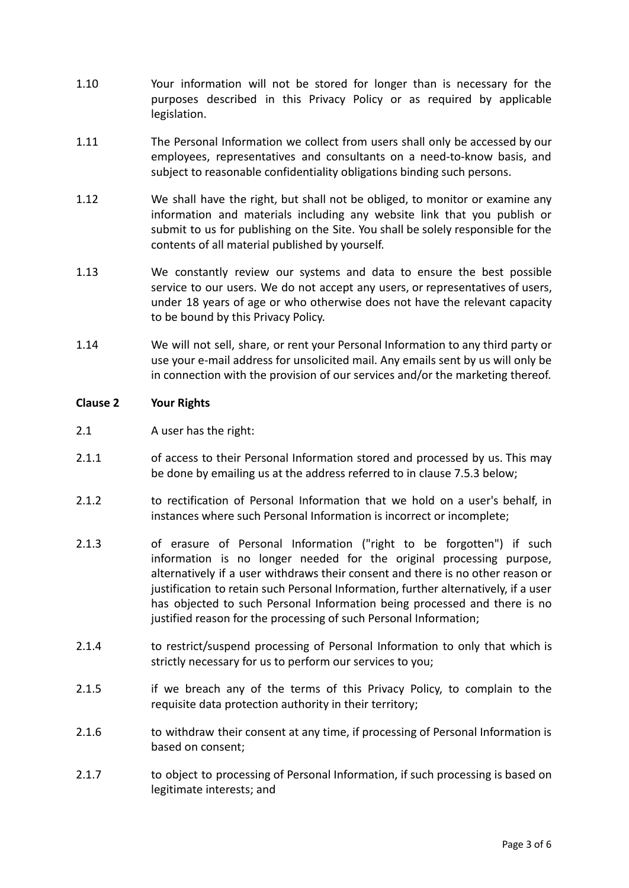1.10 Your information will not be stored for longer than is necessary for the purposes described in this Privacy Policy or as required by applicable legislation.

1.11 The Personal Information we collect from users shall only be accessed by our employees, representatives and consultants on a need-to-know basis, and subject to reasonable confidentiality obligations binding such persons.

1.12 We shall have the right, but shall not be obliged, to monitor or examine any information and materials including any website link that you publish or submit to us for publishing on the Site. You shall be solely responsible for the contents of all material published by yourself.

1.13 We constantly review our systems and data to ensure the best possible service to our users. We do not accept any users, or representatives of users, under 18 years of age or who otherwise does not have the relevant capacity to be bound by this Privacy Policy.

1.14 We will not sell, share, or rent your Personal Information to any third party or use your e-mail address for unsolicited mail. Any emails sent by us will only be in connection with the provision of our services and/or the marketing thereof.

**Clause 2 Your Rights**

2.1 A user has the right:

2.1.1 of access to their Personal Information stored and processed by us. This may be done by emailing us at the address referred to in clause 7.5.3 below;

2.1.2 to rectification of Personal Information that we hold on a user's behalf, in instances where such Personal Information is incorrect or incomplete;

2.1.3 of erasure of Personal Information ("right to be forgotten") if such information is no longer needed for the original processing purpose, alternatively if a user withdraws their consent and there is no other reason or justification to retain such Personal Information, further alternatively, if a user has objected to such Personal Information being processed and there is no justified reason for the processing of such Personal Information;

2.1.4 to restrict/suspend processing of Personal Information to only that which is strictly necessary for us to perform our services to you;

2.1.5 if we breach any of the terms of this Privacy Policy, to complain to the requisite data protection authority in their territory;

2.1.6 to withdraw their consent at any time, if processing of Personal Information is based on consent;

2.1.7 to object to processing of Personal Information, if such processing is based on legitimate interests; and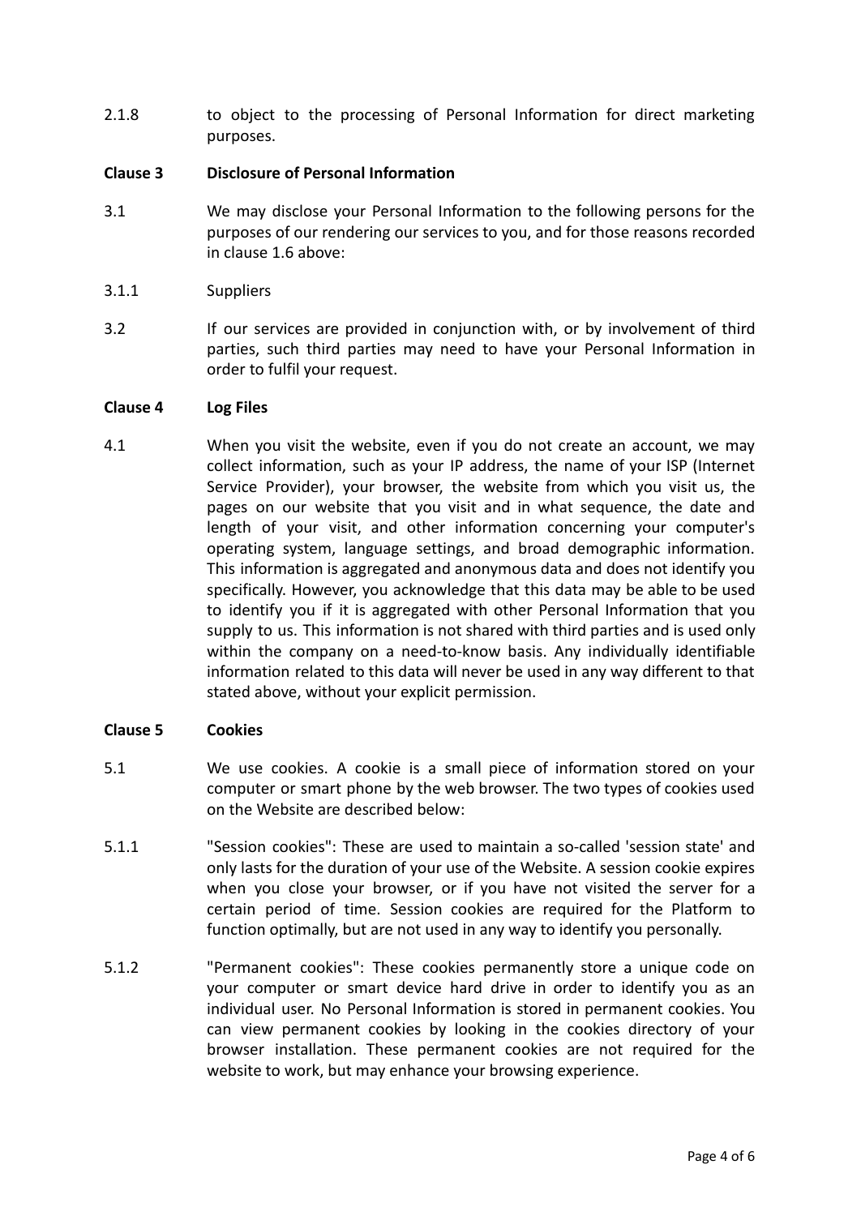2.1.8 to object to the processing of Personal Information for direct marketing purposes.

**Clause 3 Disclosure of Personal Information**

3.1 We may disclose your Personal Information to the following persons for the purposes of our rendering our services to you, and for those reasons recorded in clause 1.6 above:

3.1.1 Suppliers

3.2 If our services are provided in conjunction with, or by involvement of third parties, such third parties may need to have your Personal Information in order to fulfil your request.

**Clause 4 Log Files**

4.1 When you visit the website, even if you do not create an account, we may collect information, such as your IP address, the name of your ISP (Internet Service Provider), your browser, the website from which you visit us, the pages on our website that you visit and in what sequence, the date and length of your visit, and other information concerning your computer's operating system, language settings, and broad demographic information. This information is aggregated and anonymous data and does not identify you specifically. However, you acknowledge that this data may be able to be used to identify you if it is aggregated with other Personal Information that you supply to us. This information is not shared with third parties and is used only within the company on a need-to-know basis. Any individually identifiable information related to this data will never be used in any way different to that stated above, without your explicit permission.

**Clause 5 Cookies**

5.1 We use cookies. A cookie is a small piece of information stored on your computer or smart phone by the web browser. The two types of cookies used on the Website are described below:

5.1.1 "Session cookies": These are used to maintain a so-called 'session state' and only lasts for the duration of your use of the Website. A session cookie expires when you close your browser, or if you have not visited the server for a certain period of time. Session cookies are required for the Platform to function optimally, but are not used in any way to identify you personally.

5.1.2 "Permanent cookies": These cookies permanently store a unique code on your computer or smart device hard drive in order to identify you as an individual user. No Personal Information is stored in permanent cookies. You can view permanent cookies by looking in the cookies directory of your browser installation. These permanent cookies are not required for the website to work, but may enhance your browsing experience.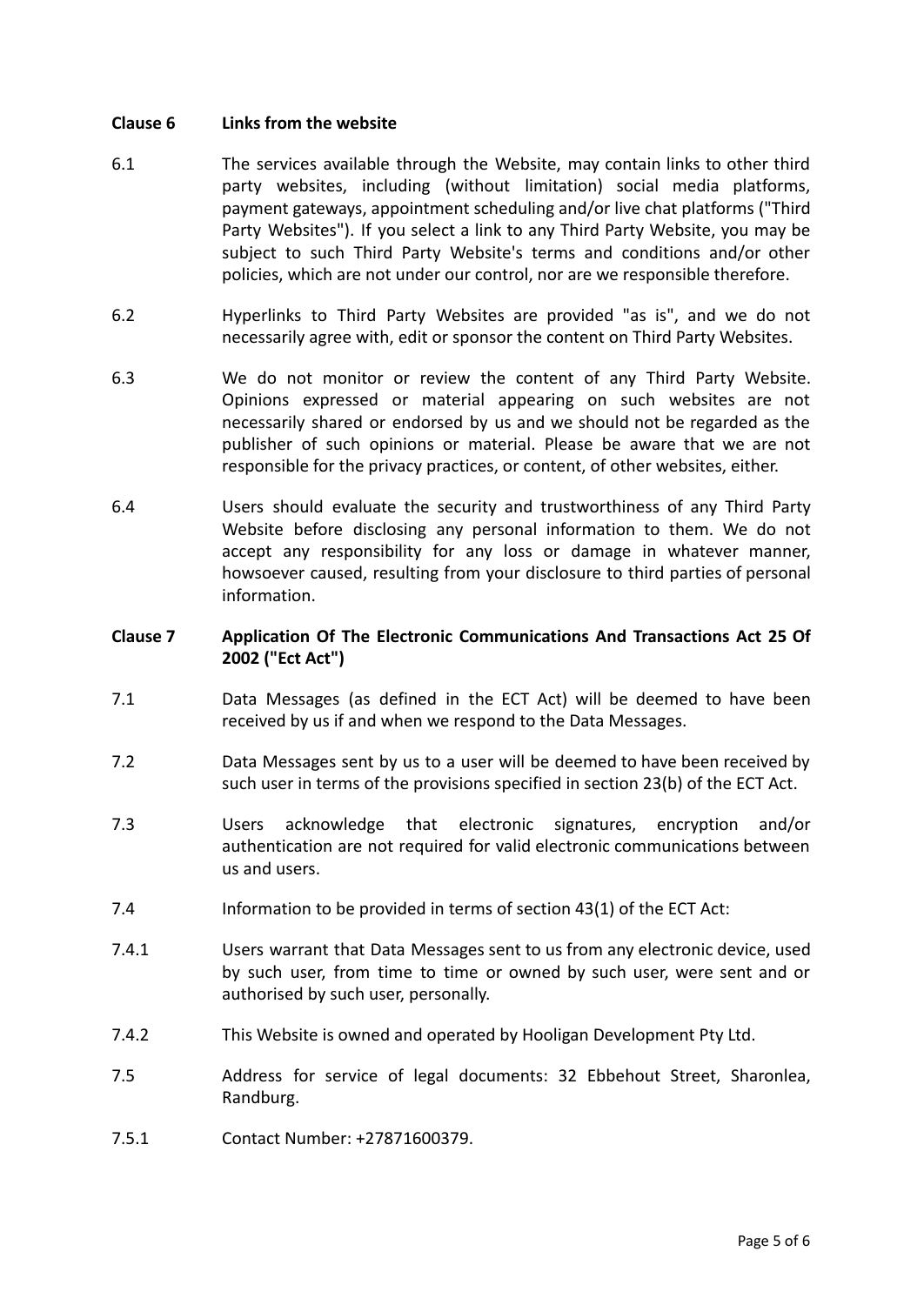## Clause 6 Links from the website

6.1 The services available through the Website, may contain links to other third party websites, including (without limitation) social media platforms, payment gateways, appointment scheduling and/or live chat platforms ("Third Party Websites"). If you select a link to any Third Party Website, you may be subject to such Third Party Website's terms and conditions and/or other policies, which are not under our control, nor are we responsible therefore.

6.2 Hyperlinks to Third Party Websites are provided "as is", and we do not necessarily agree with, edit or sponsor the content on Third Party Websites.

6.3 We do not monitor or review the content of any Third Party Website. Opinions expressed or material appearing on such websites are not necessarily shared or endorsed by us and we should not be regarded as the publisher of such opinions or material. Please be aware that we are not responsible for the privacy practices, or content, of other websites, either.

6.4 Users should evaluate the security and trustworthiness of any Third Party Website before disclosing any personal information to them. We do not accept any responsibility for any loss or damage in whatever manner, howsoever caused, resulting from your disclosure to third parties of personal information.

## Clause 7 Application Of The Electronic Communications And Transactions Act 25 Of 2002 ("Ect Act")

7.1 Data Messages (as defined in the ECT Act) will be deemed to have been received by us if and when we respond to the Data Messages.

7.2 Data Messages sent by us to a user will be deemed to have been received by such user in terms of the provisions specified in section 23(b) of the ECT Act.

7.3 Users acknowledge that electronic signatures, encryption and/or authentication are not required for valid electronic communications between us and users.

7.4 Information to be provided in terms of section 43(1) of the ECT Act:

7.4.1 Users warrant that Data Messages sent to us from any electronic device, used by such user, from time to time or owned by such user, were sent and or authorised by such user, personally.

7.4.2 This Website is owned and operated by Hooligan Development Pty Ltd.

7.5 Address for service of legal documents: 32 Ebbehout Street, Sharonlea, Randburg.

7.5.1 Contact Number: +27871600379.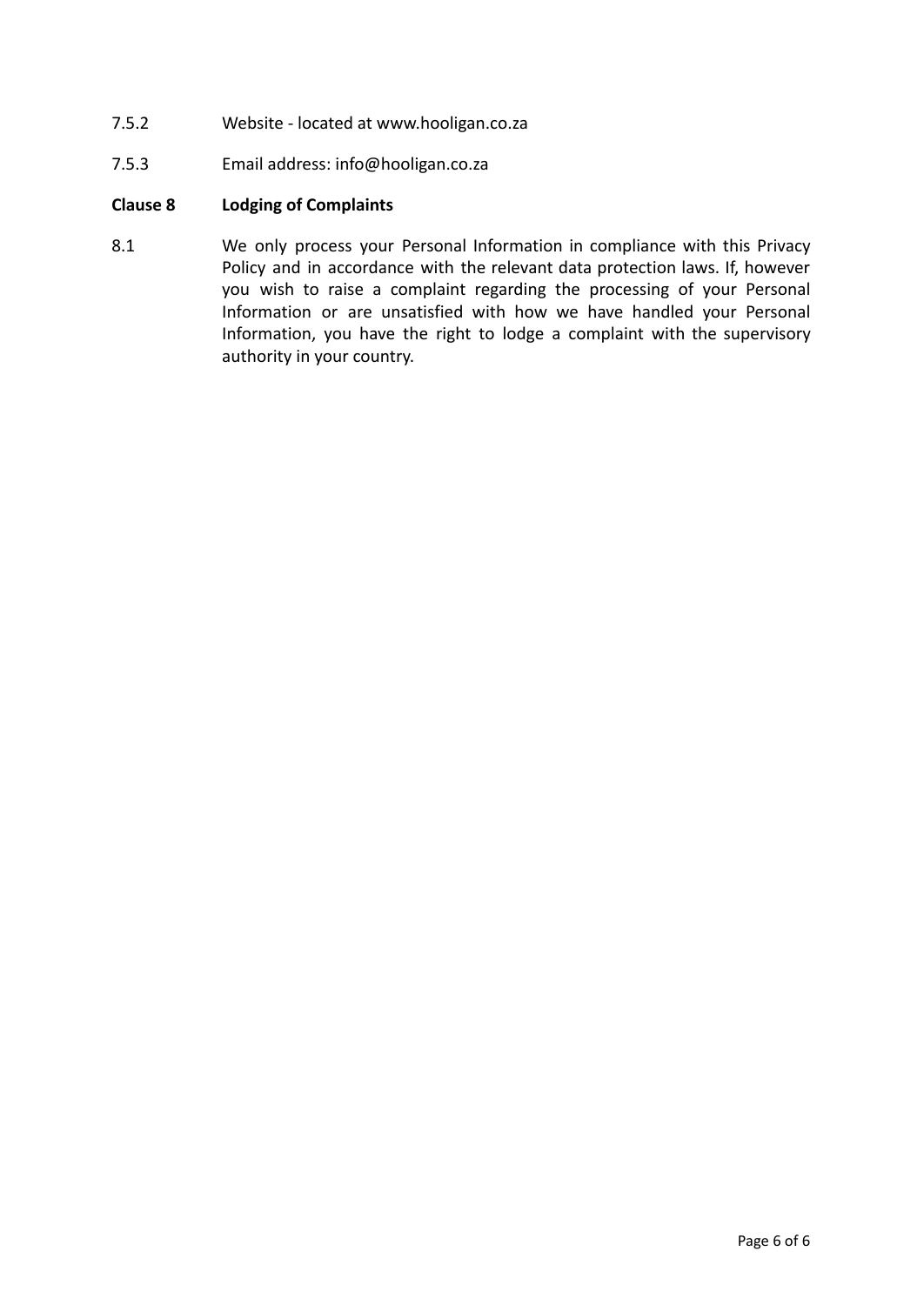7.5.2 Website - located at www.hooligan.co.za

7.5.3 Email address: info@hooligan.co.za

## Clause 8 Lodging of Complaints

8.1 We only process your Personal Information in compliance with this Privacy Policy and in accordance with the relevant data protection laws. If, however you wish to raise a complaint regarding the processing of your Personal Information or are unsatisfied with how we have handled your Personal Information, you have the right to lodge a complaint with the supervisory authority in your country.